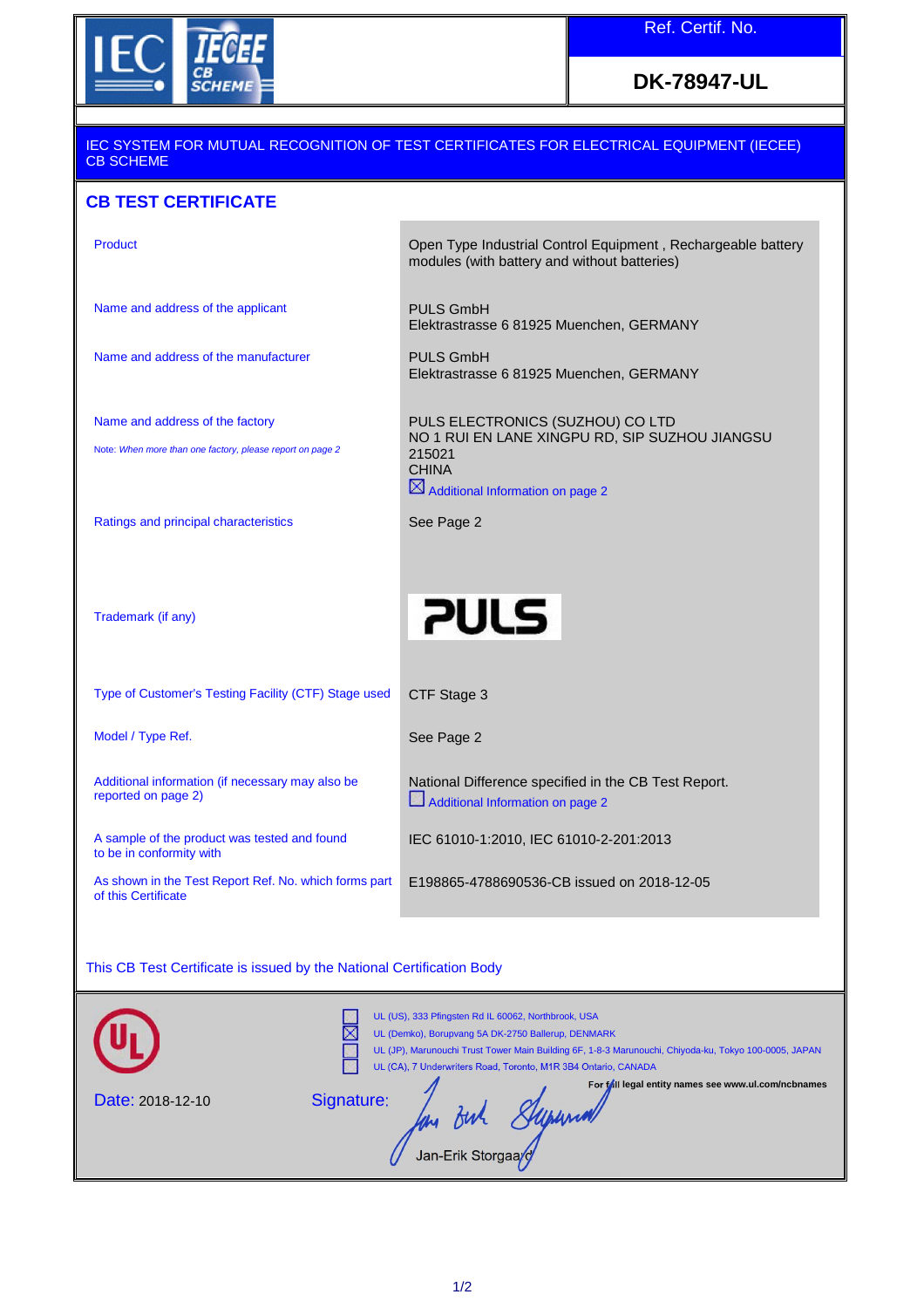Ref. Certif. No.

**DK-78947-UL**

IEC SYSTEM FOR MUTUAL RECOGNITION OF TEST CERTIFICATES FOR ELECTRICAL EQUIPMENT (IECEE) CB SCHEME

## CB TEST CERTIFICATE

| | |
|---|---|
| Product | Open Type Industrial Control Equipment , Rechargeable battery modules (with battery and without batteries) |
| Name and address of the applicant | PULS GmbH<br>Elektrastrasse 6 81925 Muenchen, GERMANY |
| Name and address of the manufacturer | PULS GmbH<br>Elektrastrasse 6 81925 Muenchen, GERMANY |
| Name and address of the factory<br>Note: *When more than one factory, please report on page 2* | PULS ELECTRONICS (SUZHOU) CO LTD<br>NO 1 RUI EN LANE XINGPU RD, SIP SUZHOU JIANGSU 215021<br>CHINA<br>☒ Additional Information on page 2 |
| Ratings and principal characteristics | See Page 2 |
| Trademark (if any) | PULS |
| Type of Customer's Testing Facility (CTF) Stage used | CTF Stage 3 |
| Model / Type Ref. | See Page 2 |
| Additional information (if necessary may also be reported on page 2) | National Difference specified in the CB Test Report.<br>☐ Additional Information on page 2 |
| A sample of the product was tested and found to be in conformity with | IEC 61010-1:2010, IEC 61010-2-201:2013 |
| As shown in the Test Report Ref. No. which forms part of this Certificate | E198865-4788690536-CB issued on 2018-12-05 |

This CB Test Certificate is issued by the National Certification Body

☐ UL (US), 333 Pfingsten Rd IL 60062, Northbrook, USA
☒ UL (Demko), Borupvang 5A DK-2750 Ballerup, DENMARK
☐ UL (JP), Marunouchi Trust Tower Main Building 6F, 1-8-3 Marunouchi, Chiyoda-ku, Tokyo 100-0005, JAPAN
☐ UL (CA), 7 Underwriters Road, Toronto, M1R 3B4 Ontario, CANADA

**For full legal entity names see www.ul.com/ncbnames**

Date: 2018-12-10

Signature:

Jan-Erik Storgaard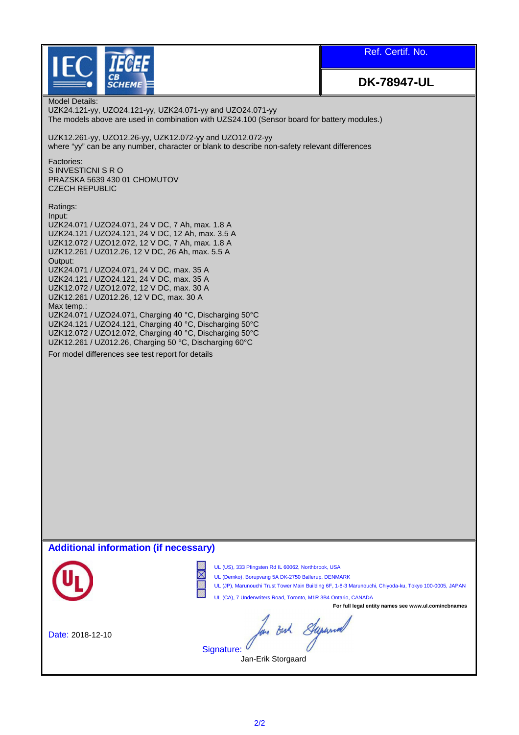IEC IECEE CB SCHEME

| Ref. Certif. No. |
| --- |
| **DK-78947-UL** |

Model Details:
UZK24.121-yy, UZO24.121-yy, UZK24.071-yy and UZO24.071-yy
The models above are used in combination with UZS24.100 (Sensor board for battery modules.)

UZK12.261-yy, UZO12.26-yy, UZK12.072-yy and UZO12.072-yy
where "yy" can be any number, character or blank to describe non-safety relevant differences

Factories:
S INVESTICNI S R O
PRAZSKA 5639 430 01 CHOMUTOV
CZECH REPUBLIC

Ratings:
Input:
UZK24.071 / UZO24.071, 24 V DC, 7 Ah, max. 1.8 A
UZK24.121 / UZO24.121, 24 V DC, 12 Ah, max. 3.5 A
UZK12.072 / UZO12.072, 12 V DC, 7 Ah, max. 1.8 A
UZK12.261 / UZ012.26, 12 V DC, 26 Ah, max. 5.5 A
Output:
UZK24.071 / UZO24.071, 24 V DC, max. 35 A
UZK24.121 / UZO24.121, 24 V DC, max. 35 A
UZK12.072 / UZO12.072, 12 V DC, max. 30 A
UZK12.261 / UZ012.26, 12 V DC, max. 30 A
Max temp.:
UZK24.071 / UZO24.071, Charging 40 °C, Discharging 50°C
UZK24.121 / UZO24.121, Charging 40 °C, Discharging 50°C
UZK12.072 / UZO12.072, Charging 40 °C, Discharging 50°C
UZK12.261 / UZ012.26, Charging 50 °C, Discharging 60°C

For model differences see test report for details

## Additional information (if necessary)

UL

- ☐ UL (US), 333 Pfingsten Rd IL 60062, Northbrook, USA
- ☒ UL (Demko), Borupvang 5A DK-2750 Ballerup, DENMARK
- ☐ UL (JP), Marunouchi Trust Tower Main Building 6F, 1-8-3 Marunouchi, Chiyoda-ku, Tokyo 100-0005, JAPAN
- ☐ UL (CA), 7 Underwriters Road, Toronto, M1R 3B4 Ontario, CANADA

**For full legal entity names see www.ul.com/ncbnames**

Date: 2018-12-10

Signature:
Jan-Erik Storgaard